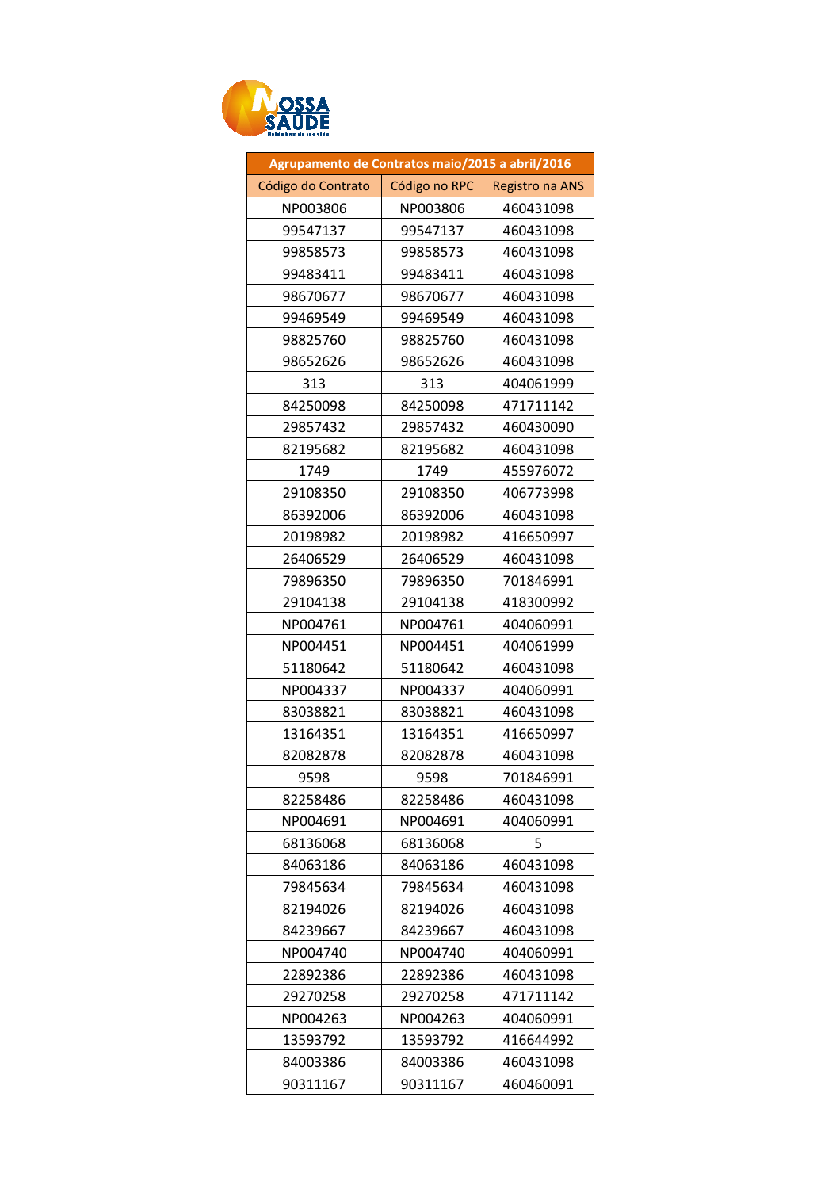| Agrupamento de Contratos maio/2015 a abril/2016 | | |
|---|---|---|
| Código do Contrato | Código no RPC | Registro na ANS |
| NP003806 | NP003806 | 460431098 |
| 99547137 | 99547137 | 460431098 |
| 99858573 | 99858573 | 460431098 |
| 99483411 | 99483411 | 460431098 |
| 98670677 | 98670677 | 460431098 |
| 99469549 | 99469549 | 460431098 |
| 98825760 | 98825760 | 460431098 |
| 98652626 | 98652626 | 460431098 |
| 313 | 313 | 404061999 |
| 84250098 | 84250098 | 471711142 |
| 29857432 | 29857432 | 460430090 |
| 82195682 | 82195682 | 460431098 |
| 1749 | 1749 | 455976072 |
| 29108350 | 29108350 | 406773998 |
| 86392006 | 86392006 | 460431098 |
| 20198982 | 20198982 | 416650997 |
| 26406529 | 26406529 | 460431098 |
| 79896350 | 79896350 | 701846991 |
| 29104138 | 29104138 | 418300992 |
| NP004761 | NP004761 | 404060991 |
| NP004451 | NP004451 | 404061999 |
| 51180642 | 51180642 | 460431098 |
| NP004337 | NP004337 | 404060991 |
| 83038821 | 83038821 | 460431098 |
| 13164351 | 13164351 | 416650997 |
| 82082878 | 82082878 | 460431098 |
| 9598 | 9598 | 701846991 |
| 82258486 | 82258486 | 460431098 |
| NP004691 | NP004691 | 404060991 |
| 68136068 | 68136068 | 5 |
| 84063186 | 84063186 | 460431098 |
| 79845634 | 79845634 | 460431098 |
| 82194026 | 82194026 | 460431098 |
| 84239667 | 84239667 | 460431098 |
| NP004740 | NP004740 | 404060991 |
| 22892386 | 22892386 | 460431098 |
| 29270258 | 29270258 | 471711142 |
| NP004263 | NP004263 | 404060991 |
| 13593792 | 13593792 | 416644992 |
| 84003386 | 84003386 | 460431098 |
| 90311167 | 90311167 | 460460091 |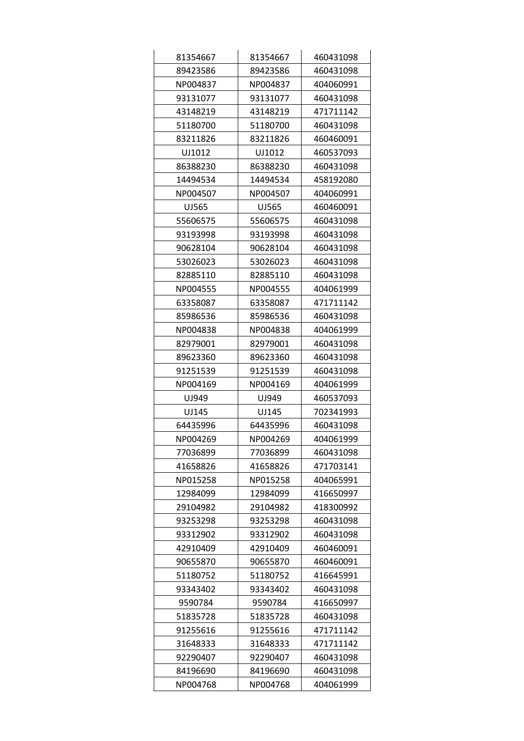| | | |
|---|---|---|
| 81354667 | 81354667 | 460431098 |
| 89423586 | 89423586 | 460431098 |
| NP004837 | NP004837 | 404060991 |
| 93131077 | 93131077 | 460431098 |
| 43148219 | 43148219 | 471711142 |
| 51180700 | 51180700 | 460431098 |
| 83211826 | 83211826 | 460460091 |
| UJ1012 | UJ1012 | 460537093 |
| 86388230 | 86388230 | 460431098 |
| 14494534 | 14494534 | 458192080 |
| NP004507 | NP004507 | 404060991 |
| UJ565 | UJ565 | 460460091 |
| 55606575 | 55606575 | 460431098 |
| 93193998 | 93193998 | 460431098 |
| 90628104 | 90628104 | 460431098 |
| 53026023 | 53026023 | 460431098 |
| 82885110 | 82885110 | 460431098 |
| NP004555 | NP004555 | 404061999 |
| 63358087 | 63358087 | 471711142 |
| 85986536 | 85986536 | 460431098 |
| NP004838 | NP004838 | 404061999 |
| 82979001 | 82979001 | 460431098 |
| 89623360 | 89623360 | 460431098 |
| 91251539 | 91251539 | 460431098 |
| NP004169 | NP004169 | 404061999 |
| UJ949 | UJ949 | 460537093 |
| UJ145 | UJ145 | 702341993 |
| 64435996 | 64435996 | 460431098 |
| NP004269 | NP004269 | 404061999 |
| 77036899 | 77036899 | 460431098 |
| 41658826 | 41658826 | 471703141 |
| NP015258 | NP015258 | 404065991 |
| 12984099 | 12984099 | 416650997 |
| 29104982 | 29104982 | 418300992 |
| 93253298 | 93253298 | 460431098 |
| 93312902 | 93312902 | 460431098 |
| 42910409 | 42910409 | 460460091 |
| 90655870 | 90655870 | 460460091 |
| 51180752 | 51180752 | 416645991 |
| 93343402 | 93343402 | 460431098 |
| 9590784 | 9590784 | 416650997 |
| 51835728 | 51835728 | 460431098 |
| 91255616 | 91255616 | 471711142 |
| 31648333 | 31648333 | 471711142 |
| 92290407 | 92290407 | 460431098 |
| 84196690 | 84196690 | 460431098 |
| NP004768 | NP004768 | 404061999 |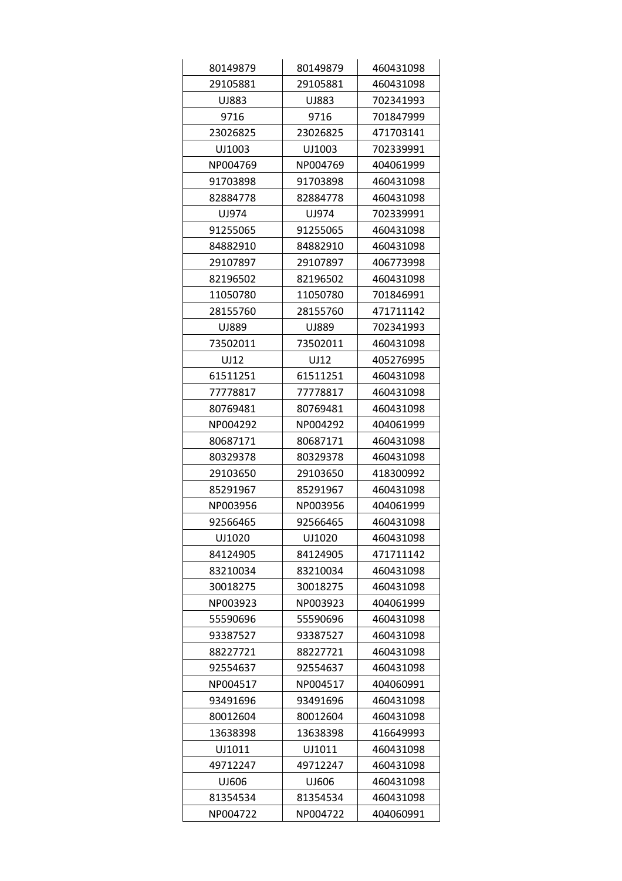| | | |
|---|---|---|
| 80149879 | 80149879 | 460431098 |
| 29105881 | 29105881 | 460431098 |
| UJ883 | UJ883 | 702341993 |
| 9716 | 9716 | 701847999 |
| 23026825 | 23026825 | 471703141 |
| UJ1003 | UJ1003 | 702339991 |
| NP004769 | NP004769 | 404061999 |
| 91703898 | 91703898 | 460431098 |
| 82884778 | 82884778 | 460431098 |
| UJ974 | UJ974 | 702339991 |
| 91255065 | 91255065 | 460431098 |
| 84882910 | 84882910 | 460431098 |
| 29107897 | 29107897 | 406773998 |
| 82196502 | 82196502 | 460431098 |
| 11050780 | 11050780 | 701846991 |
| 28155760 | 28155760 | 471711142 |
| UJ889 | UJ889 | 702341993 |
| 73502011 | 73502011 | 460431098 |
| UJ12 | UJ12 | 405276995 |
| 61511251 | 61511251 | 460431098 |
| 77778817 | 77778817 | 460431098 |
| 80769481 | 80769481 | 460431098 |
| NP004292 | NP004292 | 404061999 |
| 80687171 | 80687171 | 460431098 |
| 80329378 | 80329378 | 460431098 |
| 29103650 | 29103650 | 418300992 |
| 85291967 | 85291967 | 460431098 |
| NP003956 | NP003956 | 404061999 |
| 92566465 | 92566465 | 460431098 |
| UJ1020 | UJ1020 | 460431098 |
| 84124905 | 84124905 | 471711142 |
| 83210034 | 83210034 | 460431098 |
| 30018275 | 30018275 | 460431098 |
| NP003923 | NP003923 | 404061999 |
| 55590696 | 55590696 | 460431098 |
| 93387527 | 93387527 | 460431098 |
| 88227721 | 88227721 | 460431098 |
| 92554637 | 92554637 | 460431098 |
| NP004517 | NP004517 | 404060991 |
| 93491696 | 93491696 | 460431098 |
| 80012604 | 80012604 | 460431098 |
| 13638398 | 13638398 | 416649993 |
| UJ1011 | UJ1011 | 460431098 |
| 49712247 | 49712247 | 460431098 |
| UJ606 | UJ606 | 460431098 |
| 81354534 | 81354534 | 460431098 |
| NP004722 | NP004722 | 404060991 |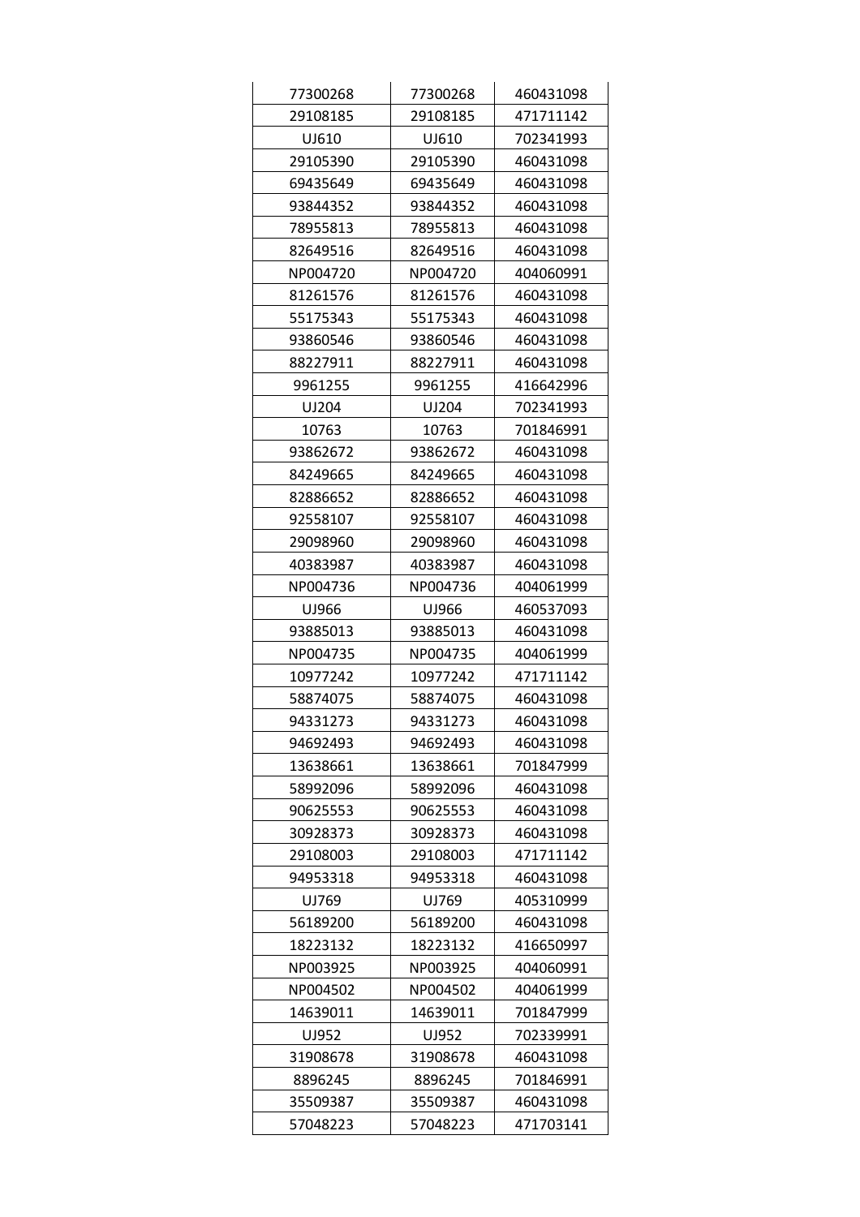| | | |
|---|---|---|
| 77300268 | 77300268 | 460431098 |
| 29108185 | 29108185 | 471711142 |
| UJ610 | UJ610 | 702341993 |
| 29105390 | 29105390 | 460431098 |
| 69435649 | 69435649 | 460431098 |
| 93844352 | 93844352 | 460431098 |
| 78955813 | 78955813 | 460431098 |
| 82649516 | 82649516 | 460431098 |
| NP004720 | NP004720 | 404060991 |
| 81261576 | 81261576 | 460431098 |
| 55175343 | 55175343 | 460431098 |
| 93860546 | 93860546 | 460431098 |
| 88227911 | 88227911 | 460431098 |
| 9961255 | 9961255 | 416642996 |
| UJ204 | UJ204 | 702341993 |
| 10763 | 10763 | 701846991 |
| 93862672 | 93862672 | 460431098 |
| 84249665 | 84249665 | 460431098 |
| 82886652 | 82886652 | 460431098 |
| 92558107 | 92558107 | 460431098 |
| 29098960 | 29098960 | 460431098 |
| 40383987 | 40383987 | 460431098 |
| NP004736 | NP004736 | 404061999 |
| UJ966 | UJ966 | 460537093 |
| 93885013 | 93885013 | 460431098 |
| NP004735 | NP004735 | 404061999 |
| 10977242 | 10977242 | 471711142 |
| 58874075 | 58874075 | 460431098 |
| 94331273 | 94331273 | 460431098 |
| 94692493 | 94692493 | 460431098 |
| 13638661 | 13638661 | 701847999 |
| 58992096 | 58992096 | 460431098 |
| 90625553 | 90625553 | 460431098 |
| 30928373 | 30928373 | 460431098 |
| 29108003 | 29108003 | 471711142 |
| 94953318 | 94953318 | 460431098 |
| UJ769 | UJ769 | 405310999 |
| 56189200 | 56189200 | 460431098 |
| 18223132 | 18223132 | 416650997 |
| NP003925 | NP003925 | 404060991 |
| NP004502 | NP004502 | 404061999 |
| 14639011 | 14639011 | 701847999 |
| UJ952 | UJ952 | 702339991 |
| 31908678 | 31908678 | 460431098 |
| 8896245 | 8896245 | 701846991 |
| 35509387 | 35509387 | 460431098 |
| 57048223 | 57048223 | 471703141 |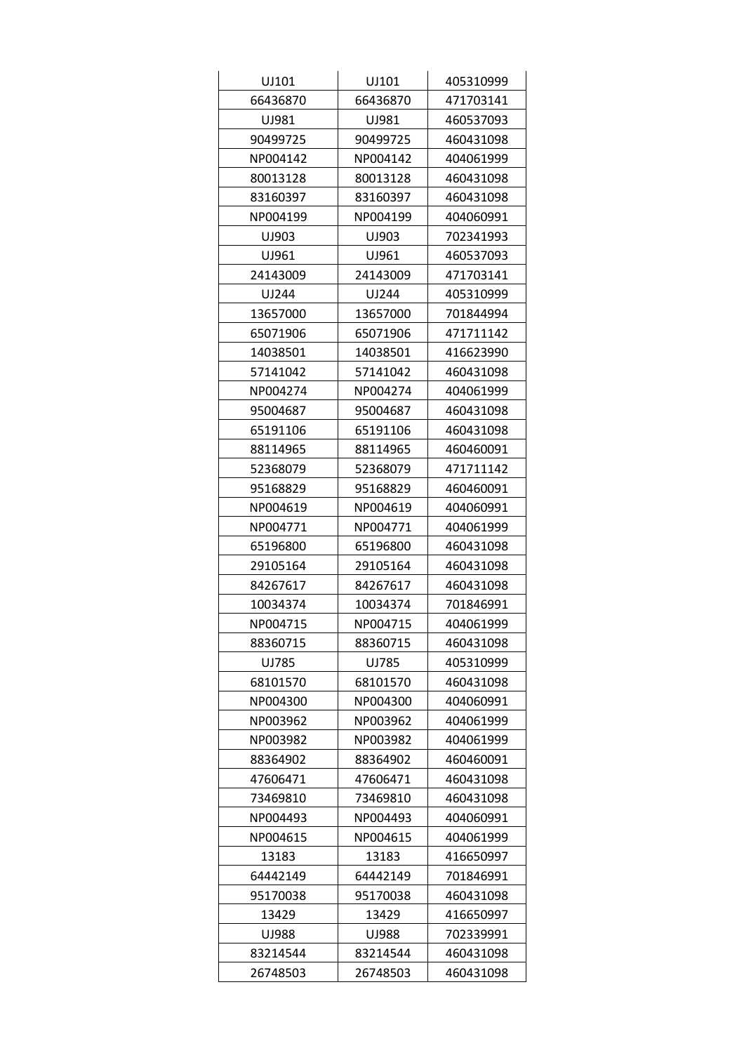| UJ101 | UJ101 | 405310999 |
|---|---|---|
| 66436870 | 66436870 | 471703141 |
| UJ981 | UJ981 | 460537093 |
| 90499725 | 90499725 | 460431098 |
| NP004142 | NP004142 | 404061999 |
| 80013128 | 80013128 | 460431098 |
| 83160397 | 83160397 | 460431098 |
| NP004199 | NP004199 | 404060991 |
| UJ903 | UJ903 | 702341993 |
| UJ961 | UJ961 | 460537093 |
| 24143009 | 24143009 | 471703141 |
| UJ244 | UJ244 | 405310999 |
| 13657000 | 13657000 | 701844994 |
| 65071906 | 65071906 | 471711142 |
| 14038501 | 14038501 | 416623990 |
| 57141042 | 57141042 | 460431098 |
| NP004274 | NP004274 | 404061999 |
| 95004687 | 95004687 | 460431098 |
| 65191106 | 65191106 | 460431098 |
| 88114965 | 88114965 | 460460091 |
| 52368079 | 52368079 | 471711142 |
| 95168829 | 95168829 | 460460091 |
| NP004619 | NP004619 | 404060991 |
| NP004771 | NP004771 | 404061999 |
| 65196800 | 65196800 | 460431098 |
| 29105164 | 29105164 | 460431098 |
| 84267617 | 84267617 | 460431098 |
| 10034374 | 10034374 | 701846991 |
| NP004715 | NP004715 | 404061999 |
| 88360715 | 88360715 | 460431098 |
| UJ785 | UJ785 | 405310999 |
| 68101570 | 68101570 | 460431098 |
| NP004300 | NP004300 | 404060991 |
| NP003962 | NP003962 | 404061999 |
| NP003982 | NP003982 | 404061999 |
| 88364902 | 88364902 | 460460091 |
| 47606471 | 47606471 | 460431098 |
| 73469810 | 73469810 | 460431098 |
| NP004493 | NP004493 | 404060991 |
| NP004615 | NP004615 | 404061999 |
| 13183 | 13183 | 416650997 |
| 64442149 | 64442149 | 701846991 |
| 95170038 | 95170038 | 460431098 |
| 13429 | 13429 | 416650997 |
| UJ988 | UJ988 | 702339991 |
| 83214544 | 83214544 | 460431098 |
| 26748503 | 26748503 | 460431098 |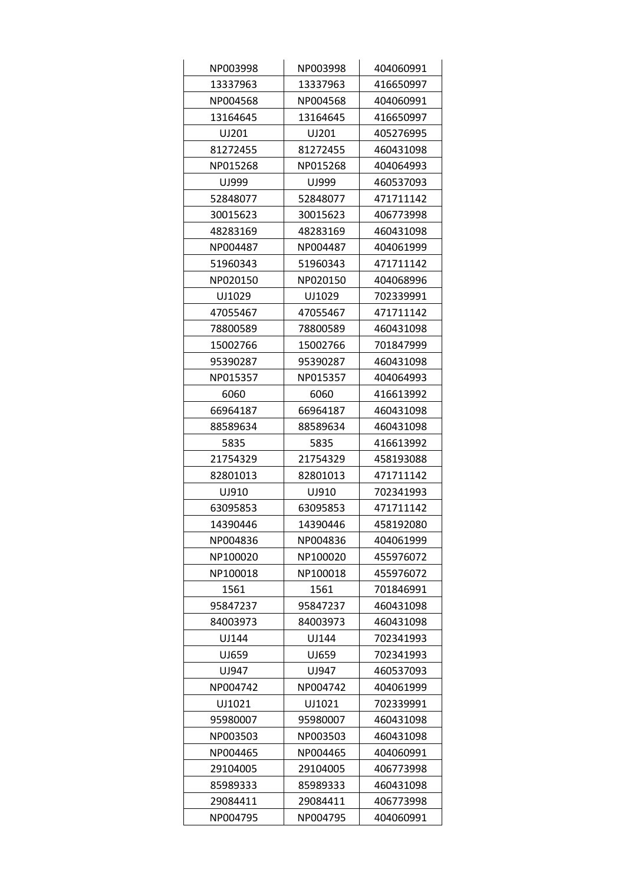| NP003998 | NP003998 | 404060991 |
|---|---|---|
| 13337963 | 13337963 | 416650997 |
| NP004568 | NP004568 | 404060991 |
| 13164645 | 13164645 | 416650997 |
| UJ201 | UJ201 | 405276995 |
| 81272455 | 81272455 | 460431098 |
| NP015268 | NP015268 | 404064993 |
| UJ999 | UJ999 | 460537093 |
| 52848077 | 52848077 | 471711142 |
| 30015623 | 30015623 | 406773998 |
| 48283169 | 48283169 | 460431098 |
| NP004487 | NP004487 | 404061999 |
| 51960343 | 51960343 | 471711142 |
| NP020150 | NP020150 | 404068996 |
| UJ1029 | UJ1029 | 702339991 |
| 47055467 | 47055467 | 471711142 |
| 78800589 | 78800589 | 460431098 |
| 15002766 | 15002766 | 701847999 |
| 95390287 | 95390287 | 460431098 |
| NP015357 | NP015357 | 404064993 |
| 6060 | 6060 | 416613992 |
| 66964187 | 66964187 | 460431098 |
| 88589634 | 88589634 | 460431098 |
| 5835 | 5835 | 416613992 |
| 21754329 | 21754329 | 458193088 |
| 82801013 | 82801013 | 471711142 |
| UJ910 | UJ910 | 702341993 |
| 63095853 | 63095853 | 471711142 |
| 14390446 | 14390446 | 458192080 |
| NP004836 | NP004836 | 404061999 |
| NP100020 | NP100020 | 455976072 |
| NP100018 | NP100018 | 455976072 |
| 1561 | 1561 | 701846991 |
| 95847237 | 95847237 | 460431098 |
| 84003973 | 84003973 | 460431098 |
| UJ144 | UJ144 | 702341993 |
| UJ659 | UJ659 | 702341993 |
| UJ947 | UJ947 | 460537093 |
| NP004742 | NP004742 | 404061999 |
| UJ1021 | UJ1021 | 702339991 |
| 95980007 | 95980007 | 460431098 |
| NP003503 | NP003503 | 460431098 |
| NP004465 | NP004465 | 404060991 |
| 29104005 | 29104005 | 406773998 |
| 85989333 | 85989333 | 460431098 |
| 29084411 | 29084411 | 406773998 |
| NP004795 | NP004795 | 404060991 |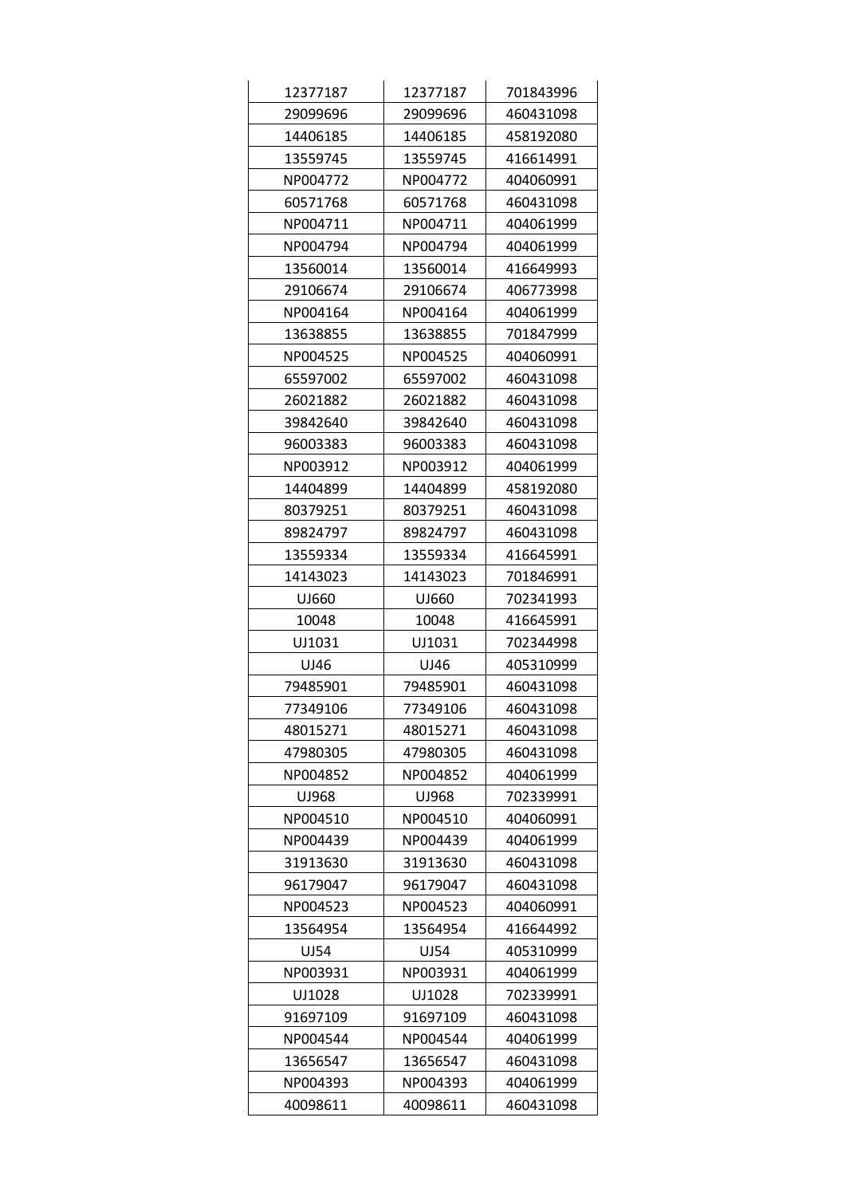| 12377187 | 12377187 | 701843996 |
| --- | --- | --- |
| 29099696 | 29099696 | 460431098 |
| 14406185 | 14406185 | 458192080 |
| 13559745 | 13559745 | 416614991 |
| NP004772 | NP004772 | 404060991 |
| 60571768 | 60571768 | 460431098 |
| NP004711 | NP004711 | 404061999 |
| NP004794 | NP004794 | 404061999 |
| 13560014 | 13560014 | 416649993 |
| 29106674 | 29106674 | 406773998 |
| NP004164 | NP004164 | 404061999 |
| 13638855 | 13638855 | 701847999 |
| NP004525 | NP004525 | 404060991 |
| 65597002 | 65597002 | 460431098 |
| 26021882 | 26021882 | 460431098 |
| 39842640 | 39842640 | 460431098 |
| 96003383 | 96003383 | 460431098 |
| NP003912 | NP003912 | 404061999 |
| 14404899 | 14404899 | 458192080 |
| 80379251 | 80379251 | 460431098 |
| 89824797 | 89824797 | 460431098 |
| 13559334 | 13559334 | 416645991 |
| 14143023 | 14143023 | 701846991 |
| UJ660 | UJ660 | 702341993 |
| 10048 | 10048 | 416645991 |
| UJ1031 | UJ1031 | 702344998 |
| UJ46 | UJ46 | 405310999 |
| 79485901 | 79485901 | 460431098 |
| 77349106 | 77349106 | 460431098 |
| 48015271 | 48015271 | 460431098 |
| 47980305 | 47980305 | 460431098 |
| NP004852 | NP004852 | 404061999 |
| UJ968 | UJ968 | 702339991 |
| NP004510 | NP004510 | 404060991 |
| NP004439 | NP004439 | 404061999 |
| 31913630 | 31913630 | 460431098 |
| 96179047 | 96179047 | 460431098 |
| NP004523 | NP004523 | 404060991 |
| 13564954 | 13564954 | 416644992 |
| UJ54 | UJ54 | 405310999 |
| NP003931 | NP003931 | 404061999 |
| UJ1028 | UJ1028 | 702339991 |
| 91697109 | 91697109 | 460431098 |
| NP004544 | NP004544 | 404061999 |
| 13656547 | 13656547 | 460431098 |
| NP004393 | NP004393 | 404061999 |
| 40098611 | 40098611 | 460431098 |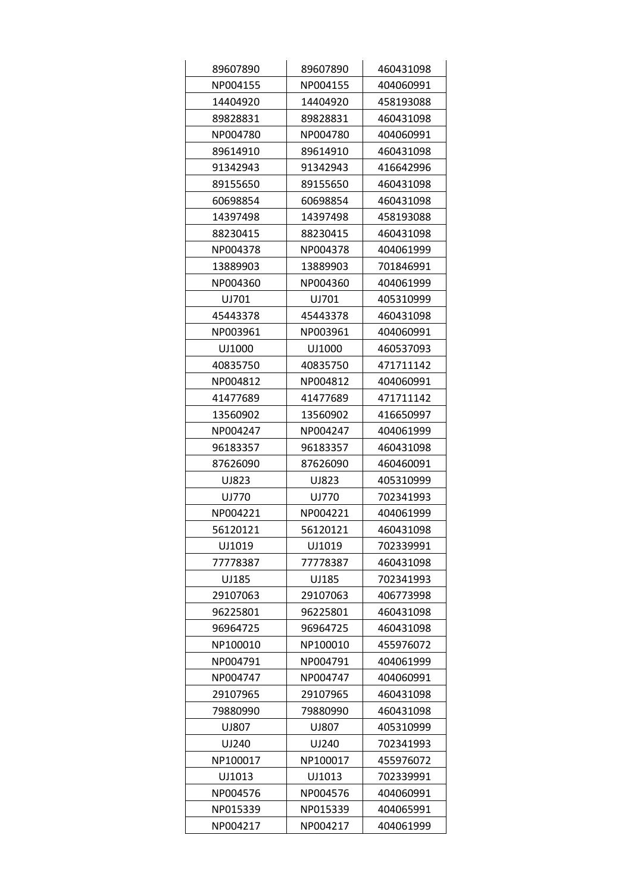| | | |
|---|---|---|
| 89607890 | 89607890 | 460431098 |
| NP004155 | NP004155 | 404060991 |
| 14404920 | 14404920 | 458193088 |
| 89828831 | 89828831 | 460431098 |
| NP004780 | NP004780 | 404060991 |
| 89614910 | 89614910 | 460431098 |
| 91342943 | 91342943 | 416642996 |
| 89155650 | 89155650 | 460431098 |
| 60698854 | 60698854 | 460431098 |
| 14397498 | 14397498 | 458193088 |
| 88230415 | 88230415 | 460431098 |
| NP004378 | NP004378 | 404061999 |
| 13889903 | 13889903 | 701846991 |
| NP004360 | NP004360 | 404061999 |
| UJ701 | UJ701 | 405310999 |
| 45443378 | 45443378 | 460431098 |
| NP003961 | NP003961 | 404060991 |
| UJ1000 | UJ1000 | 460537093 |
| 40835750 | 40835750 | 471711142 |
| NP004812 | NP004812 | 404060991 |
| 41477689 | 41477689 | 471711142 |
| 13560902 | 13560902 | 416650997 |
| NP004247 | NP004247 | 404061999 |
| 96183357 | 96183357 | 460431098 |
| 87626090 | 87626090 | 460460091 |
| UJ823 | UJ823 | 405310999 |
| UJ770 | UJ770 | 702341993 |
| NP004221 | NP004221 | 404061999 |
| 56120121 | 56120121 | 460431098 |
| UJ1019 | UJ1019 | 702339991 |
| 77778387 | 77778387 | 460431098 |
| UJ185 | UJ185 | 702341993 |
| 29107063 | 29107063 | 406773998 |
| 96225801 | 96225801 | 460431098 |
| 96964725 | 96964725 | 460431098 |
| NP100010 | NP100010 | 455976072 |
| NP004791 | NP004791 | 404061999 |
| NP004747 | NP004747 | 404060991 |
| 29107965 | 29107965 | 460431098 |
| 79880990 | 79880990 | 460431098 |
| UJ807 | UJ807 | 405310999 |
| UJ240 | UJ240 | 702341993 |
| NP100017 | NP100017 | 455976072 |
| UJ1013 | UJ1013 | 702339991 |
| NP004576 | NP004576 | 404060991 |
| NP015339 | NP015339 | 404065991 |
| NP004217 | NP004217 | 404061999 |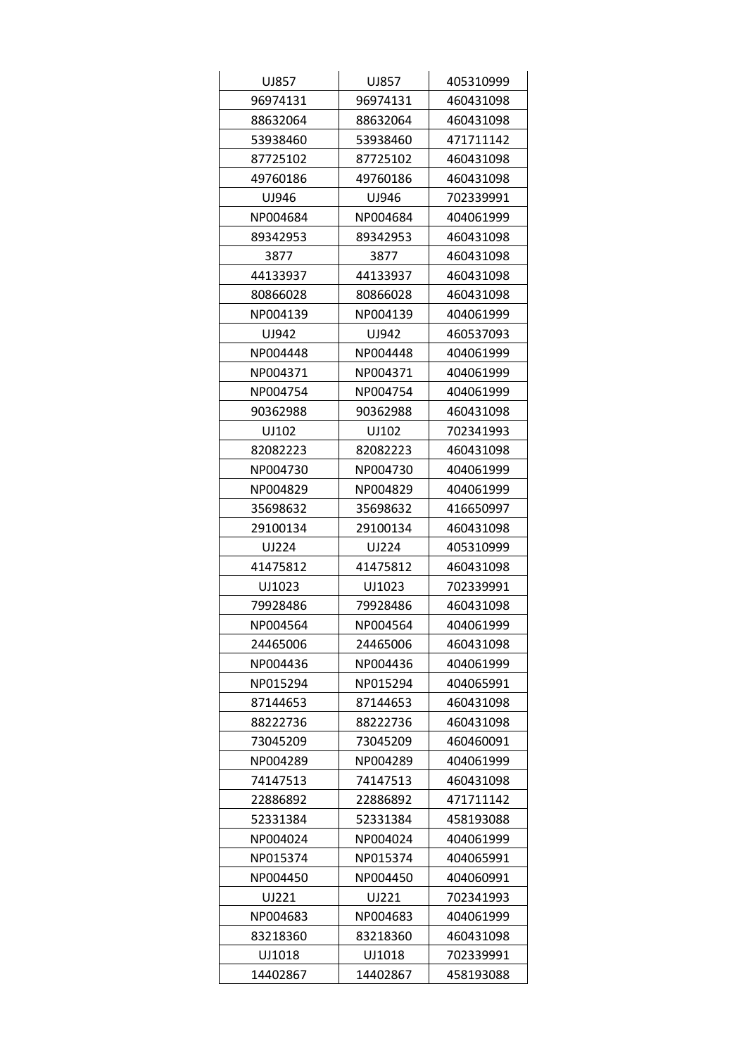| UJ857 | UJ857 | 405310999 |
|---|---|---|
| 96974131 | 96974131 | 460431098 |
| 88632064 | 88632064 | 460431098 |
| 53938460 | 53938460 | 471711142 |
| 87725102 | 87725102 | 460431098 |
| 49760186 | 49760186 | 460431098 |
| UJ946 | UJ946 | 702339991 |
| NP004684 | NP004684 | 404061999 |
| 89342953 | 89342953 | 460431098 |
| 3877 | 3877 | 460431098 |
| 44133937 | 44133937 | 460431098 |
| 80866028 | 80866028 | 460431098 |
| NP004139 | NP004139 | 404061999 |
| UJ942 | UJ942 | 460537093 |
| NP004448 | NP004448 | 404061999 |
| NP004371 | NP004371 | 404061999 |
| NP004754 | NP004754 | 404061999 |
| 90362988 | 90362988 | 460431098 |
| UJ102 | UJ102 | 702341993 |
| 82082223 | 82082223 | 460431098 |
| NP004730 | NP004730 | 404061999 |
| NP004829 | NP004829 | 404061999 |
| 35698632 | 35698632 | 416650997 |
| 29100134 | 29100134 | 460431098 |
| UJ224 | UJ224 | 405310999 |
| 41475812 | 41475812 | 460431098 |
| UJ1023 | UJ1023 | 702339991 |
| 79928486 | 79928486 | 460431098 |
| NP004564 | NP004564 | 404061999 |
| 24465006 | 24465006 | 460431098 |
| NP004436 | NP004436 | 404061999 |
| NP015294 | NP015294 | 404065991 |
| 87144653 | 87144653 | 460431098 |
| 88222736 | 88222736 | 460431098 |
| 73045209 | 73045209 | 460460091 |
| NP004289 | NP004289 | 404061999 |
| 74147513 | 74147513 | 460431098 |
| 22886892 | 22886892 | 471711142 |
| 52331384 | 52331384 | 458193088 |
| NP004024 | NP004024 | 404061999 |
| NP015374 | NP015374 | 404065991 |
| NP004450 | NP004450 | 404060991 |
| UJ221 | UJ221 | 702341993 |
| NP004683 | NP004683 | 404061999 |
| 83218360 | 83218360 | 460431098 |
| UJ1018 | UJ1018 | 702339991 |
| 14402867 | 14402867 | 458193088 |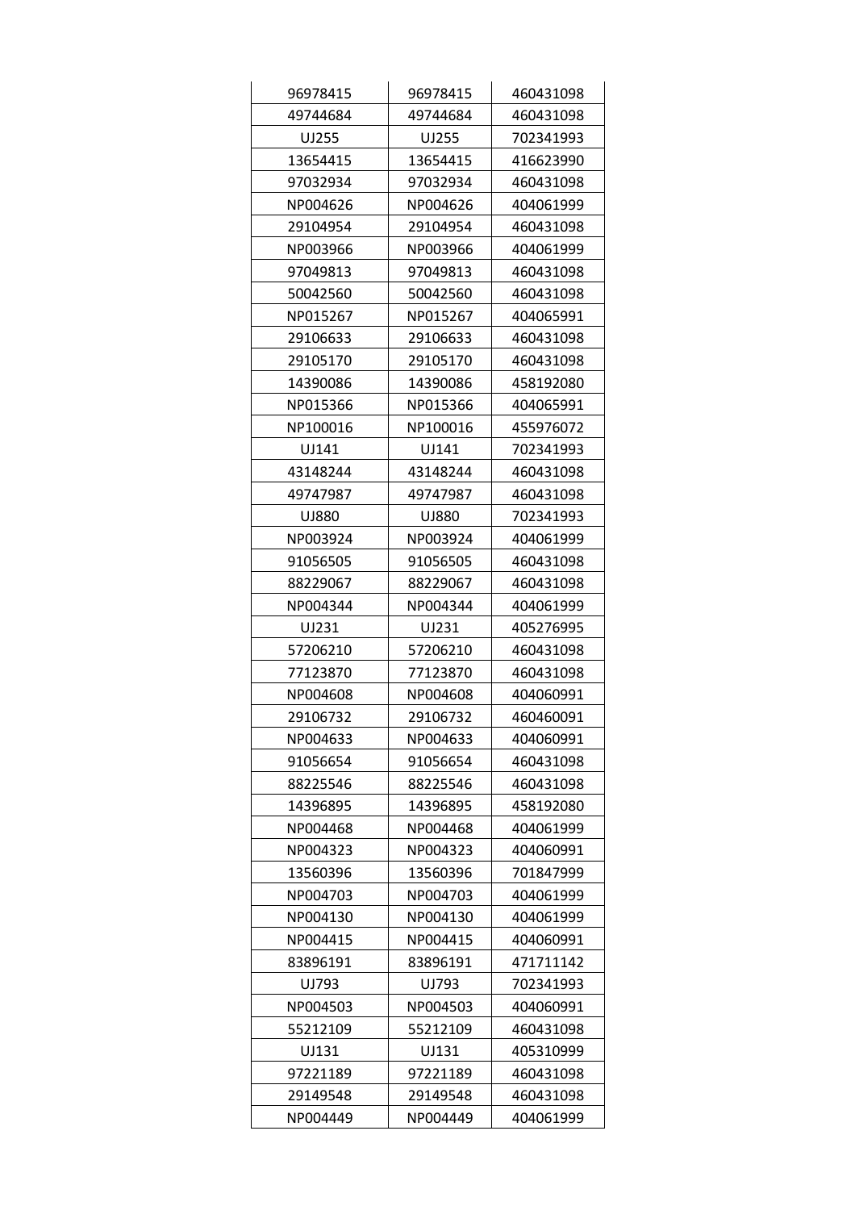| 96978415 | 96978415 | 460431098 |
|---|---|---|
| 49744684 | 49744684 | 460431098 |
| UJ255 | UJ255 | 702341993 |
| 13654415 | 13654415 | 416623990 |
| 97032934 | 97032934 | 460431098 |
| NP004626 | NP004626 | 404061999 |
| 29104954 | 29104954 | 460431098 |
| NP003966 | NP003966 | 404061999 |
| 97049813 | 97049813 | 460431098 |
| 50042560 | 50042560 | 460431098 |
| NP015267 | NP015267 | 404065991 |
| 29106633 | 29106633 | 460431098 |
| 29105170 | 29105170 | 460431098 |
| 14390086 | 14390086 | 458192080 |
| NP015366 | NP015366 | 404065991 |
| NP100016 | NP100016 | 455976072 |
| UJ141 | UJ141 | 702341993 |
| 43148244 | 43148244 | 460431098 |
| 49747987 | 49747987 | 460431098 |
| UJ880 | UJ880 | 702341993 |
| NP003924 | NP003924 | 404061999 |
| 91056505 | 91056505 | 460431098 |
| 88229067 | 88229067 | 460431098 |
| NP004344 | NP004344 | 404061999 |
| UJ231 | UJ231 | 405276995 |
| 57206210 | 57206210 | 460431098 |
| 77123870 | 77123870 | 460431098 |
| NP004608 | NP004608 | 404060991 |
| 29106732 | 29106732 | 460460091 |
| NP004633 | NP004633 | 404060991 |
| 91056654 | 91056654 | 460431098 |
| 88225546 | 88225546 | 460431098 |
| 14396895 | 14396895 | 458192080 |
| NP004468 | NP004468 | 404061999 |
| NP004323 | NP004323 | 404060991 |
| 13560396 | 13560396 | 701847999 |
| NP004703 | NP004703 | 404061999 |
| NP004130 | NP004130 | 404061999 |
| NP004415 | NP004415 | 404060991 |
| 83896191 | 83896191 | 471711142 |
| UJ793 | UJ793 | 702341993 |
| NP004503 | NP004503 | 404060991 |
| 55212109 | 55212109 | 460431098 |
| UJ131 | UJ131 | 405310999 |
| 97221189 | 97221189 | 460431098 |
| 29149548 | 29149548 | 460431098 |
| NP004449 | NP004449 | 404061999 |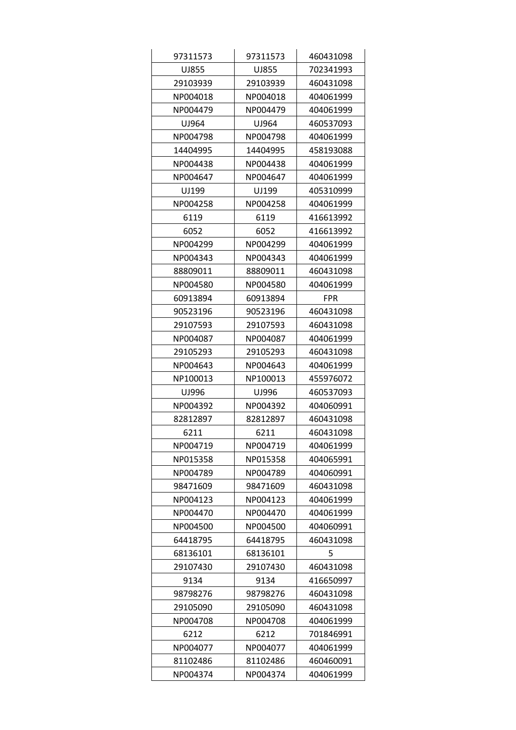| | | |
|---|---|---|
| 97311573 | 97311573 | 460431098 |
| UJ855 | UJ855 | 702341993 |
| 29103939 | 29103939 | 460431098 |
| NP004018 | NP004018 | 404061999 |
| NP004479 | NP004479 | 404061999 |
| UJ964 | UJ964 | 460537093 |
| NP004798 | NP004798 | 404061999 |
| 14404995 | 14404995 | 458193088 |
| NP004438 | NP004438 | 404061999 |
| NP004647 | NP004647 | 404061999 |
| UJ199 | UJ199 | 405310999 |
| NP004258 | NP004258 | 404061999 |
| 6119 | 6119 | 416613992 |
| 6052 | 6052 | 416613992 |
| NP004299 | NP004299 | 404061999 |
| NP004343 | NP004343 | 404061999 |
| 88809011 | 88809011 | 460431098 |
| NP004580 | NP004580 | 404061999 |
| 60913894 | 60913894 | FPR |
| 90523196 | 90523196 | 460431098 |
| 29107593 | 29107593 | 460431098 |
| NP004087 | NP004087 | 404061999 |
| 29105293 | 29105293 | 460431098 |
| NP004643 | NP004643 | 404061999 |
| NP100013 | NP100013 | 455976072 |
| UJ996 | UJ996 | 460537093 |
| NP004392 | NP004392 | 404060991 |
| 82812897 | 82812897 | 460431098 |
| 6211 | 6211 | 460431098 |
| NP004719 | NP004719 | 404061999 |
| NP015358 | NP015358 | 404065991 |
| NP004789 | NP004789 | 404060991 |
| 98471609 | 98471609 | 460431098 |
| NP004123 | NP004123 | 404061999 |
| NP004470 | NP004470 | 404061999 |
| NP004500 | NP004500 | 404060991 |
| 64418795 | 64418795 | 460431098 |
| 68136101 | 68136101 | 5 |
| 29107430 | 29107430 | 460431098 |
| 9134 | 9134 | 416650997 |
| 98798276 | 98798276 | 460431098 |
| 29105090 | 29105090 | 460431098 |
| NP004708 | NP004708 | 404061999 |
| 6212 | 6212 | 701846991 |
| NP004077 | NP004077 | 404061999 |
| 81102486 | 81102486 | 460460091 |
| NP004374 | NP004374 | 404061999 |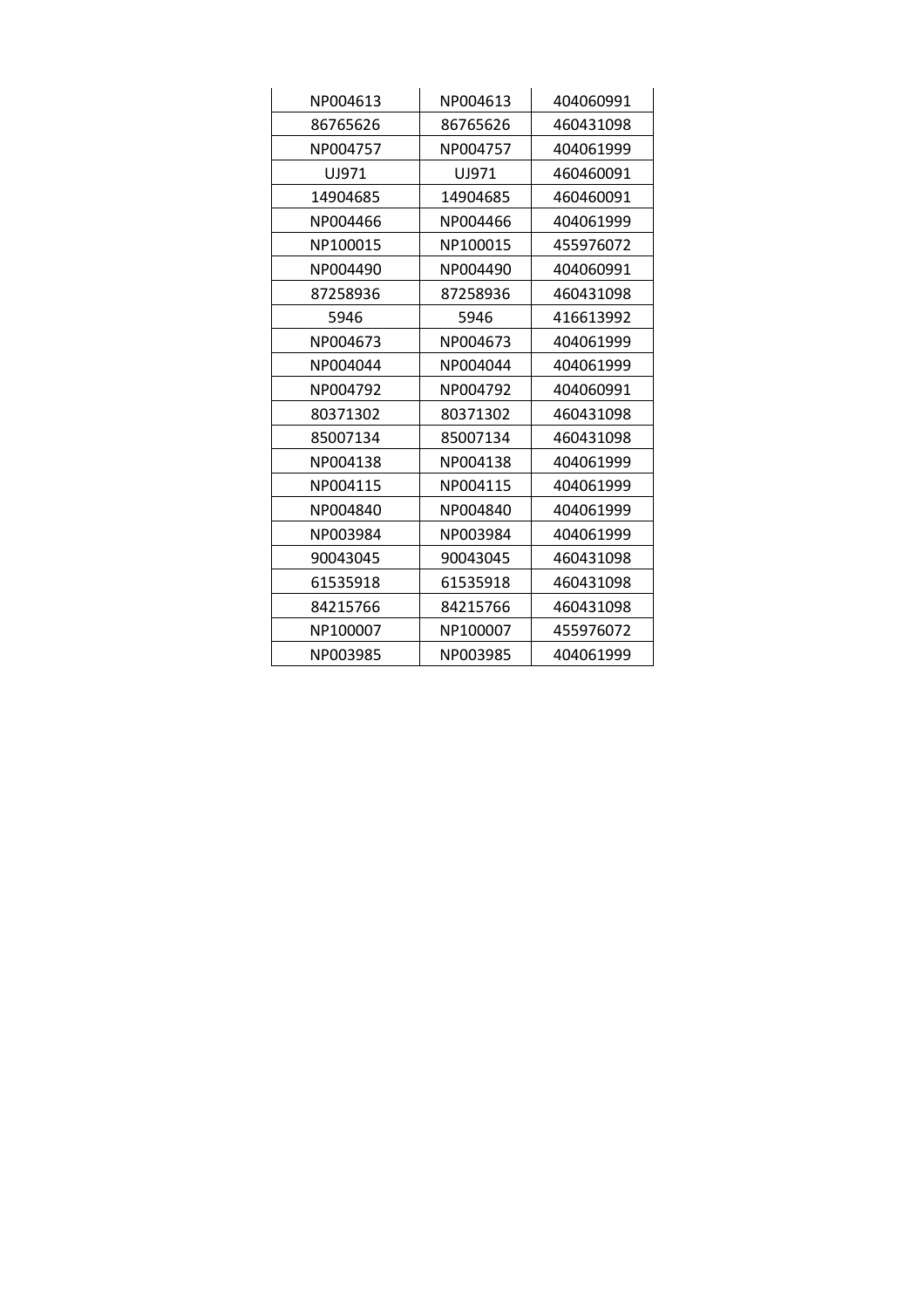| | | |
|---|---|---|
| NP004613 | NP004613 | 404060991 |
| 86765626 | 86765626 | 460431098 |
| NP004757 | NP004757 | 404061999 |
| UJ971 | UJ971 | 460460091 |
| 14904685 | 14904685 | 460460091 |
| NP004466 | NP004466 | 404061999 |
| NP100015 | NP100015 | 455976072 |
| NP004490 | NP004490 | 404060991 |
| 87258936 | 87258936 | 460431098 |
| 5946 | 5946 | 416613992 |
| NP004673 | NP004673 | 404061999 |
| NP004044 | NP004044 | 404061999 |
| NP004792 | NP004792 | 404060991 |
| 80371302 | 80371302 | 460431098 |
| 85007134 | 85007134 | 460431098 |
| NP004138 | NP004138 | 404061999 |
| NP004115 | NP004115 | 404061999 |
| NP004840 | NP004840 | 404061999 |
| NP003984 | NP003984 | 404061999 |
| 90043045 | 90043045 | 460431098 |
| 61535918 | 61535918 | 460431098 |
| 84215766 | 84215766 | 460431098 |
| NP100007 | NP100007 | 455976072 |
| NP003985 | NP003985 | 404061999 |